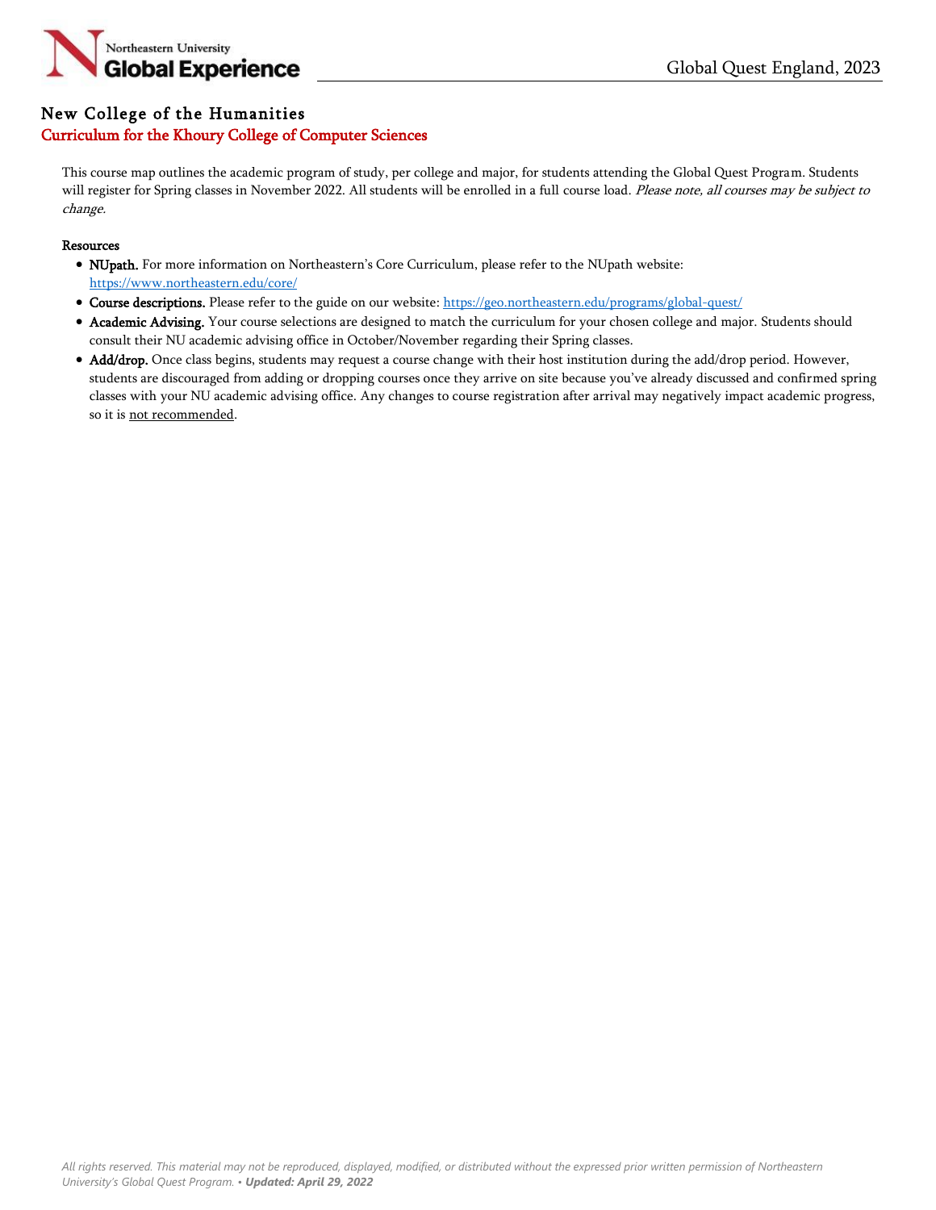# New College of the Humanities

## Curriculum for the Khoury College of Computer Sciences

This course map outlines the academic program of study, per college and major, for students attending the Global Quest Program. Students will register for Spring classes in November 2022. All students will be enrolled in a full course load. *Please note, all courses may be subject to change.*

**Resources**

- **NUpath.** For more information on Northeastern's Core Curriculum, please refer to the NUpath website: https://www.northeastern.edu/core/
- **Course descriptions.** Please refer to the guide on our website: https://geo.northeastern.edu/programs/global-quest/
- **Academic Advising.** Your course selections are designed to match the curriculum for your chosen college and major. Students should consult their NU academic advising office in October/November regarding their Spring classes.
- **Add/drop.** Once class begins, students may request a course change with their host institution during the add/drop period. However, students are discouraged from adding or dropping courses once they arrive on site because you've already discussed and confirmed spring classes with your NU academic advising office. Any changes to course registration after arrival may negatively impact academic progress, so it is <u>not recommended</u>.

*All rights reserved. This material may not be reproduced, displayed, modified, or distributed without the expressed prior written permission of Northeastern University's Global Quest Program. • **Updated: April 29, 2022***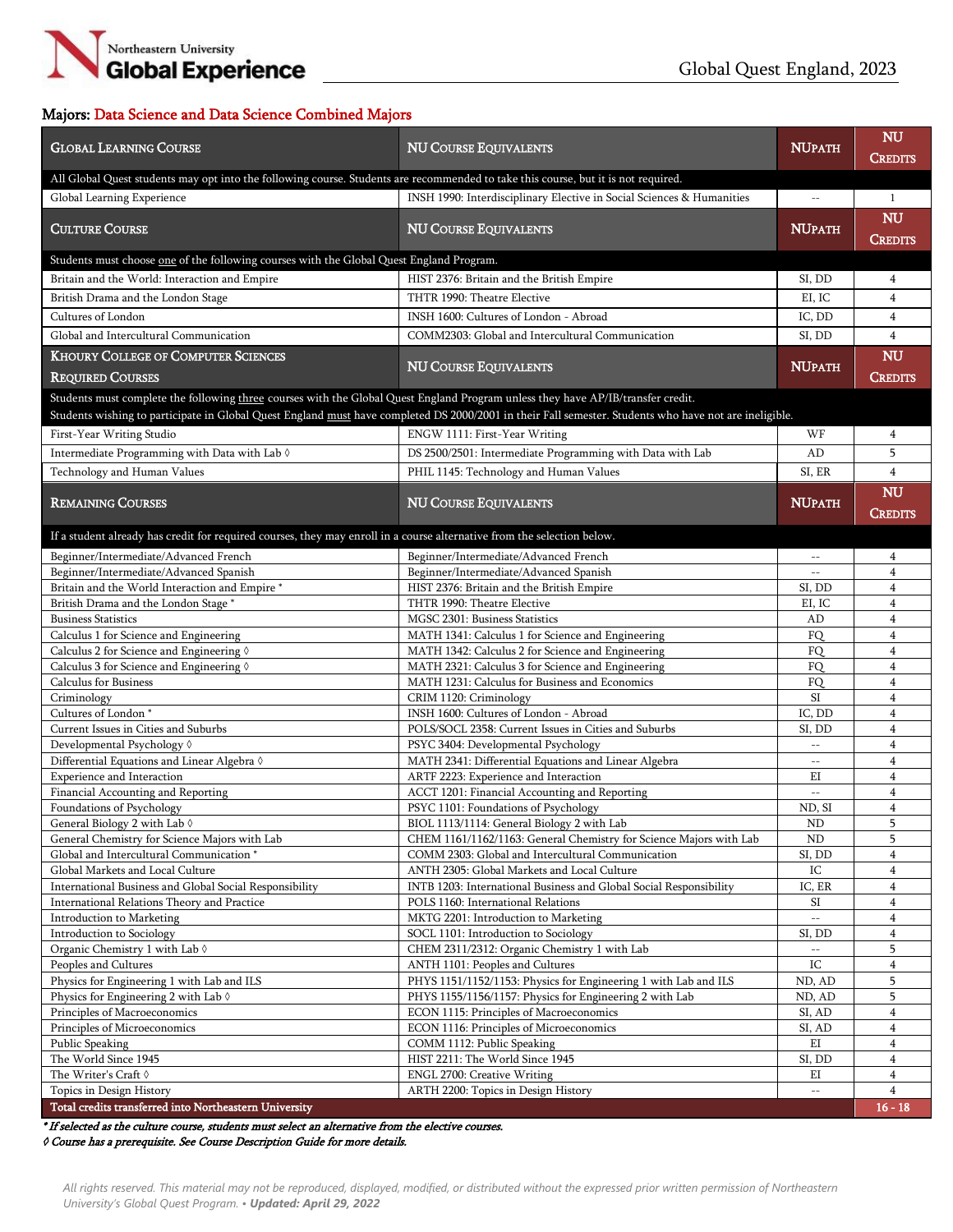Global Quest England, 2023

## Majors: Data Science and Data Science Combined Majors

| GLOBAL LEARNING COURSE | NU COURSE EQUIVALENTS | NUPATH | NU CREDITS |
|---|---|---|---|
| All Global Quest students may opt into the following course. Students are recommended to take this course, but it is not required. | | | |
| Global Learning Experience | INSH 1990: Interdisciplinary Elective in Social Sciences & Humanities | -- | 1 |
| **CULTURE COURSE** | **NU COURSE EQUIVALENTS** | **NUPATH** | **NU CREDITS** |
| Students must choose one of the following courses with the Global Quest England Program. | | | |
| Britain and the World: Interaction and Empire | HIST 2376: Britain and the British Empire | SI, DD | 4 |
| British Drama and the London Stage | THTR 1990: Theatre Elective | EI, IC | 4 |
| Cultures of London | INSH 1600: Cultures of London - Abroad | IC, DD | 4 |
| Global and Intercultural Communication | COMM2303: Global and Intercultural Communication | SI, DD | 4 |
| **KHOURY COLLEGE OF COMPUTER SCIENCES REQUIRED COURSES** | **NU COURSE EQUIVALENTS** | **NUPATH** | **NU CREDITS** |
| Students must complete the following three courses with the Global Quest England Program unless they have AP/IB/transfer credit. Students wishing to participate in Global Quest England must have completed DS 2000/2001 in their Fall semester. Students who have not are ineligible. | | | |
| First-Year Writing Studio | ENGW 1111: First-Year Writing | WF | 4 |
| Intermediate Programming with Data with Lab ◊ | DS 2500/2501: Intermediate Programming with Data with Lab | AD | 5 |
| Technology and Human Values | PHIL 1145: Technology and Human Values | SI, ER | 4 |
| **REMAINING COURSES** | **NU COURSE EQUIVALENTS** | **NUPATH** | **NU CREDITS** |
| If a student already has credit for required courses, they may enroll in a course alternative from the selection below. | | | |
| Beginner/Intermediate/Advanced French | Beginner/Intermediate/Advanced French | -- | 4 |
| Beginner/Intermediate/Advanced Spanish | Beginner/Intermediate/Advanced Spanish | -- | 4 |
| Britain and the World Interaction and Empire * | HIST 2376: Britain and the British Empire | SI, DD | 4 |
| British Drama and the London Stage * | THTR 1990: Theatre Elective | EI, IC | 4 |
| Business Statistics | MGSC 2301: Business Statistics | AD | 4 |
| Calculus 1 for Science and Engineering | MATH 1341: Calculus 1 for Science and Engineering | FQ | 4 |
| Calculus 2 for Science and Engineering ◊ | MATH 1342: Calculus 2 for Science and Engineering | FQ | 4 |
| Calculus 3 for Science and Engineering ◊ | MATH 2321: Calculus 3 for Science and Engineering | FQ | 4 |
| Calculus for Business | MATH 1231: Calculus for Business and Economics | FQ | 4 |
| Criminology | CRIM 1120: Criminology | SI | 4 |
| Cultures of London * | INSH 1600: Cultures of London - Abroad | IC, DD | 4 |
| Current Issues in Cities and Suburbs | POLS/SOCL 2358: Current Issues in Cities and Suburbs | SI, DD | 4 |
| Developmental Psychology ◊ | PSYC 3404: Developmental Psychology | -- | 4 |
| Differential Equations and Linear Algebra ◊ | MATH 2341: Differential Equations and Linear Algebra | -- | 4 |
| Experience and Interaction | ARTF 2223: Experience and Interaction | EI | 4 |
| Financial Accounting and Reporting | ACCT 1201: Financial Accounting and Reporting | -- | 4 |
| Foundations of Psychology | PSYC 1101: Foundations of Psychology | ND, SI | 4 |
| General Biology 2 with Lab ◊ | BIOL 1113/1114: General Biology 2 with Lab | ND | 5 |
| General Chemistry for Science Majors with Lab | CHEM 1161/1162/1163: General Chemistry for Science Majors with Lab | ND | 5 |
| Global and Intercultural Communication * | COMM 2303: Global and Intercultural Communication | SI, DD | 4 |
| Global Markets and Local Culture | ANTH 2305: Global Markets and Local Culture | IC | 4 |
| International Business and Global Social Responsibility | INTB 1203: International Business and Global Social Responsibility | IC, ER | 4 |
| International Relations Theory and Practice | POLS 1160: International Relations | SI | 4 |
| Introduction to Marketing | MKTG 2201: Introduction to Marketing | -- | 4 |
| Introduction to Sociology | SOCL 1101: Introduction to Sociology | SI, DD | 4 |
| Organic Chemistry 1 with Lab ◊ | CHEM 2311/2312: Organic Chemistry 1 with Lab | -- | 5 |
| Peoples and Cultures | ANTH 1101: Peoples and Cultures | IC | 4 |
| Physics for Engineering 1 with Lab and ILS | PHYS 1151/1152/1153: Physics for Engineering 1 with Lab and ILS | ND, AD | 5 |
| Physics for Engineering 2 with Lab ◊ | PHYS 1155/1156/1157: Physics for Engineering 2 with Lab | ND, AD | 5 |
| Principles of Macroeconomics | ECON 1115: Principles of Macroeconomics | SI, AD | 4 |
| Principles of Microeconomics | ECON 1116: Principles of Microeconomics | SI, AD | 4 |
| Public Speaking | COMM 1112: Public Speaking | EI | 4 |
| The World Since 1945 | HIST 2211: The World Since 1945 | SI, DD | 4 |
| The Writer's Craft ◊ | ENGL 2700: Creative Writing | EI | 4 |
| Topics in Design History | ARTH 2200: Topics in Design History | -- | 4 |
| **Total credits transferred into Northeastern University** | | | **16 - 18** |

*\* If selected as the culture course, students must select an alternative from the elective courses.*

*◊ Course has a prerequisite. See Course Description Guide for more details.*

*All rights reserved. This material may not be reproduced, displayed, modified, or distributed without the expressed prior written permission of Northeastern University's Global Quest Program. • **Updated: April 29, 2022***